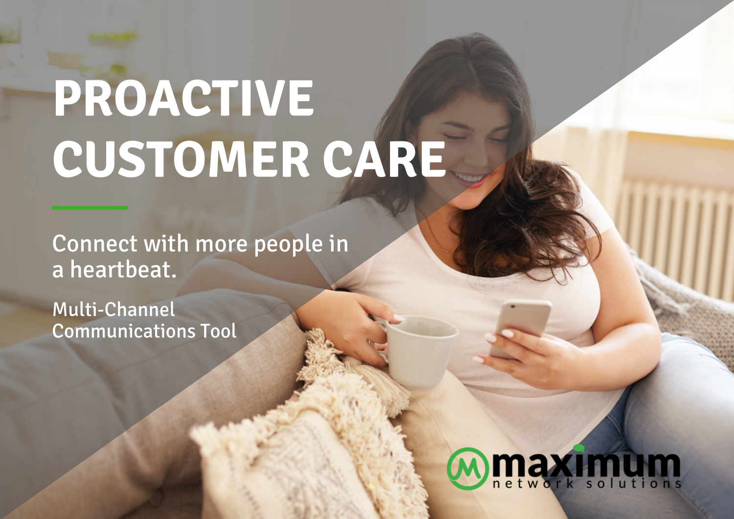# PROACTIVE CUSTOMER CARE

Connect with more people in a heartbeat.

Multi-Channel Communications Tool

maximum network solutions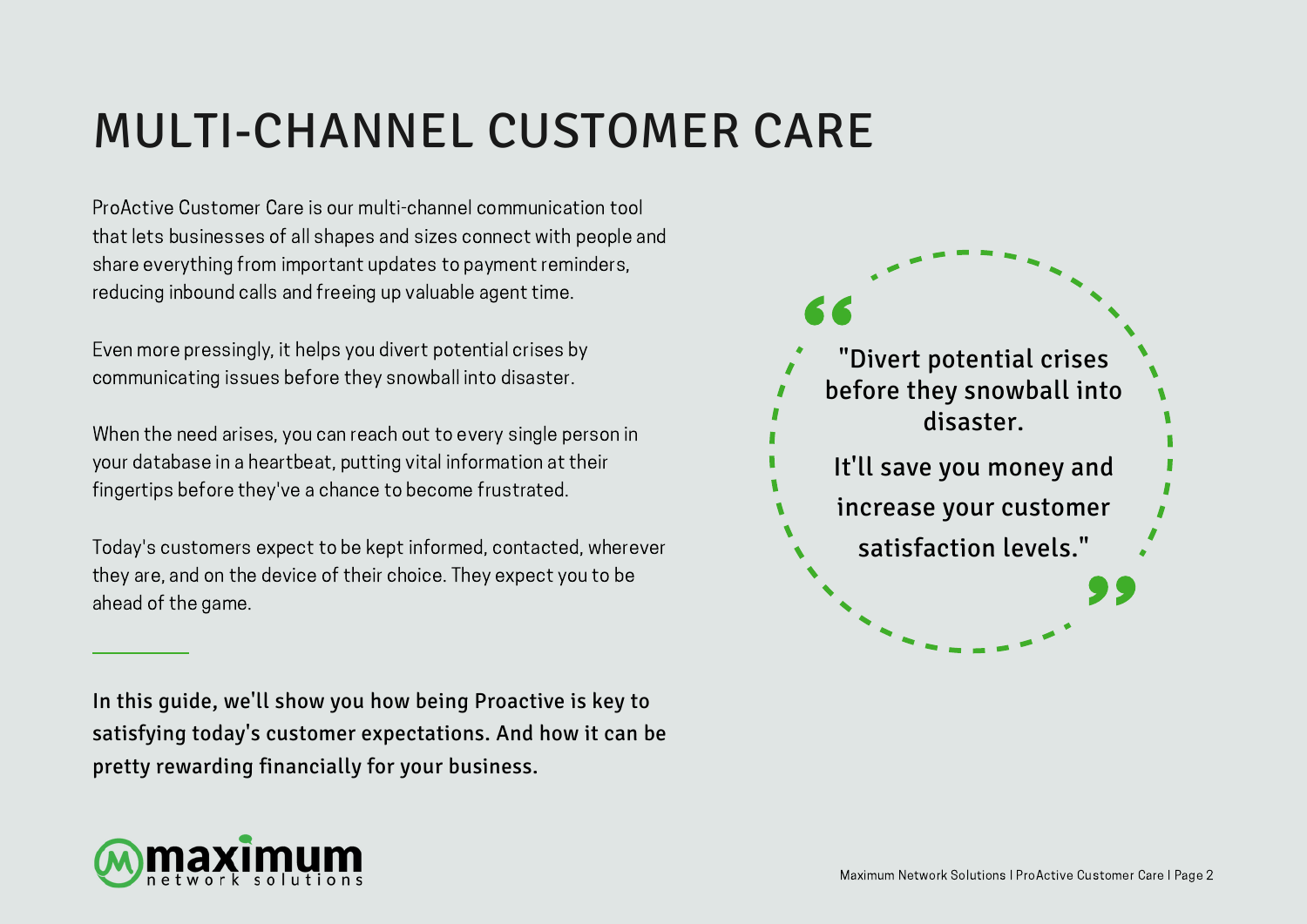# MULTI-CHANNEL CUSTOMER CARE

ProActive Customer Care is our multi-channel communication tool that lets businesses of all shapes and sizes connect with people and share everything from important updates to payment reminders, reducing inbound calls and freeing up valuable agent time.

Even more pressingly, it helps you divert potential crises by communicating issues before they snowball into disaster.

When the need arises, you can reach out to every single person in your database in a heartbeat, putting vital information at their fingertips before they've a chance to become frustrated.

Today's customers expect to be kept informed, contacted, wherever they are, and on the device of their choice. They expect you to be ahead of the game.

> "Divert potential crises before they snowball into disaster.
>
> It'll save you money and increase your customer satisfaction levels."

---

**In this guide, we'll show you how being Proactive is key to satisfying today's customer expectations. And how it can be pretty rewarding financially for your business.**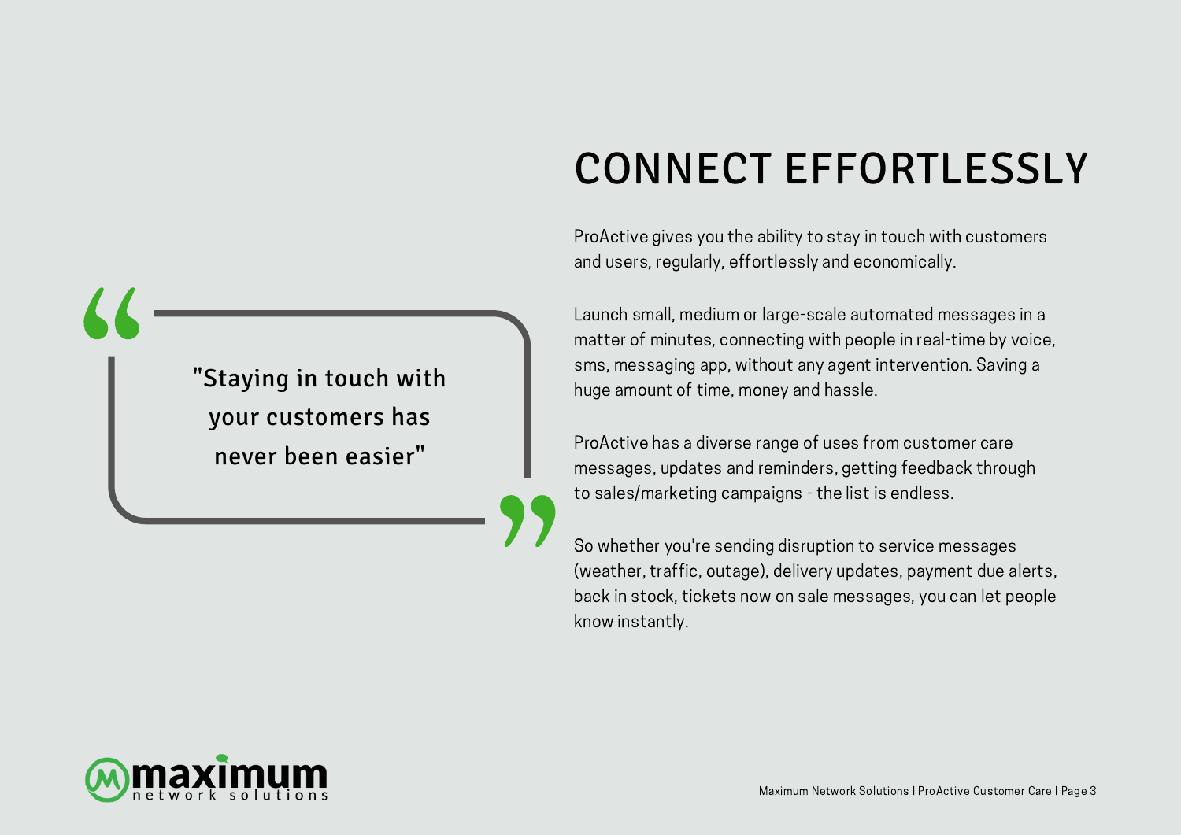> "Staying in touch with your customers has never been easier"

# CONNECT EFFORTLESSLY

ProActive gives you the ability to stay in touch with customers and users, regularly, effortlessly and economically.

Launch small, medium or large-scale automated messages in a matter of minutes, connecting with people in real-time by voice, sms, messaging app, without any agent intervention. Saving a huge amount of time, money and hassle.

ProActive has a diverse range of uses from customer care messages, updates and reminders, getting feedback through to sales/marketing campaigns - the list is endless.

So whether you're sending disruption to service messages (weather, traffic, outage), delivery updates, payment due alerts, back in stock, tickets now on sale messages, you can let people know instantly.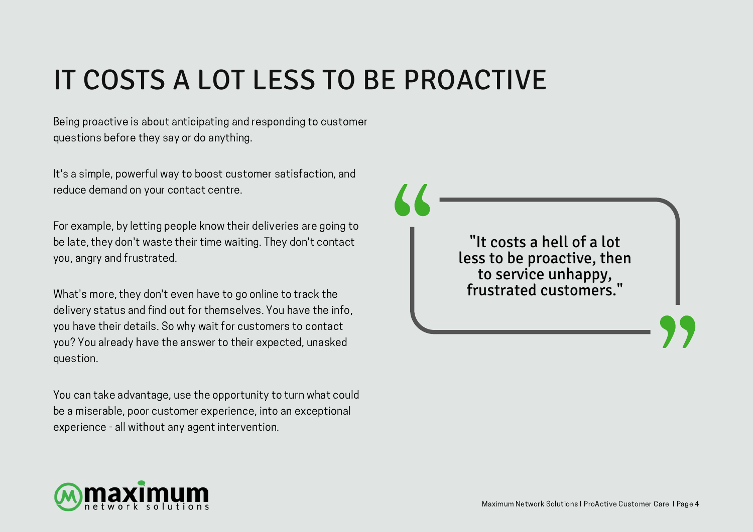# IT COSTS A LOT LESS TO BE PROACTIVE

Being proactive is about anticipating and responding to customer questions before they say or do anything.

It's a simple, powerful way to boost customer satisfaction, and reduce demand on your contact centre.

For example, by letting people know their deliveries are going to be late, they don't waste their time waiting. They don't contact you, angry and frustrated.

What's more, they don't even have to go online to track the delivery status and find out for themselves. You have the info, you have their details. So why wait for customers to contact you? You already have the answer to their expected, unasked question.

You can take advantage, use the opportunity to turn what could be a miserable, poor customer experience, into an exceptional experience - all without any agent intervention.

> **"It costs a hell of a lot less to be proactive, then to service unhappy, frustrated customers."**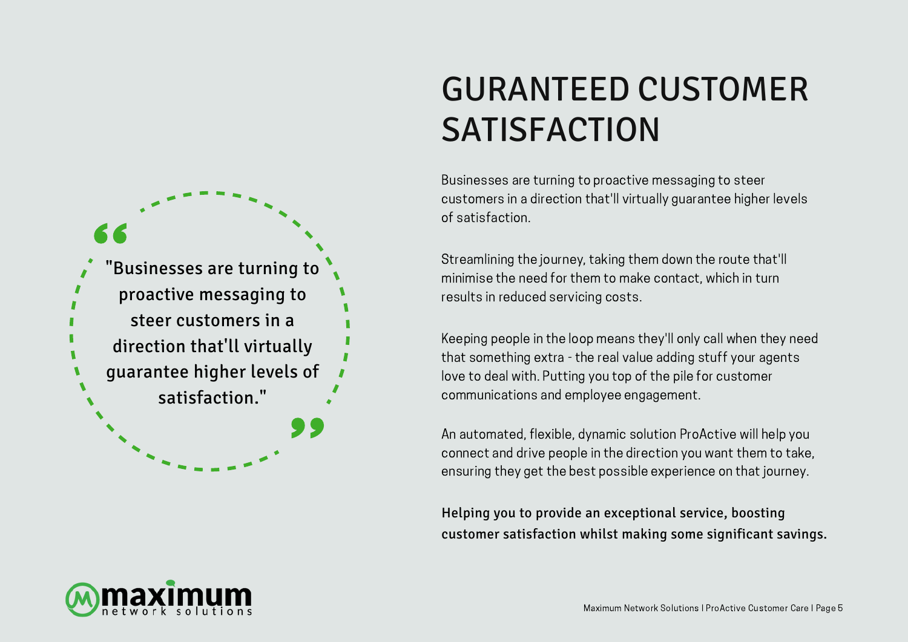> "Businesses are turning to proactive messaging to steer customers in a direction that'll virtually guarantee higher levels of satisfaction."

# GURANTEED CUSTOMER SATISFACTION

Businesses are turning to proactive messaging to steer customers in a direction that'll virtually guarantee higher levels of satisfaction.

Streamlining the journey, taking them down the route that'll minimise the need for them to make contact, which in turn results in reduced servicing costs.

Keeping people in the loop means they'll only call when they need that something extra - the real value adding stuff your agents love to deal with. Putting you top of the pile for customer communications and employee engagement.

An automated, flexible, dynamic solution ProActive will help you connect and drive people in the direction you want them to take, ensuring they get the best possible experience on that journey.

**Helping you to provide an exceptional service, boosting customer satisfaction whilst making some significant savings.**

maximum network solutions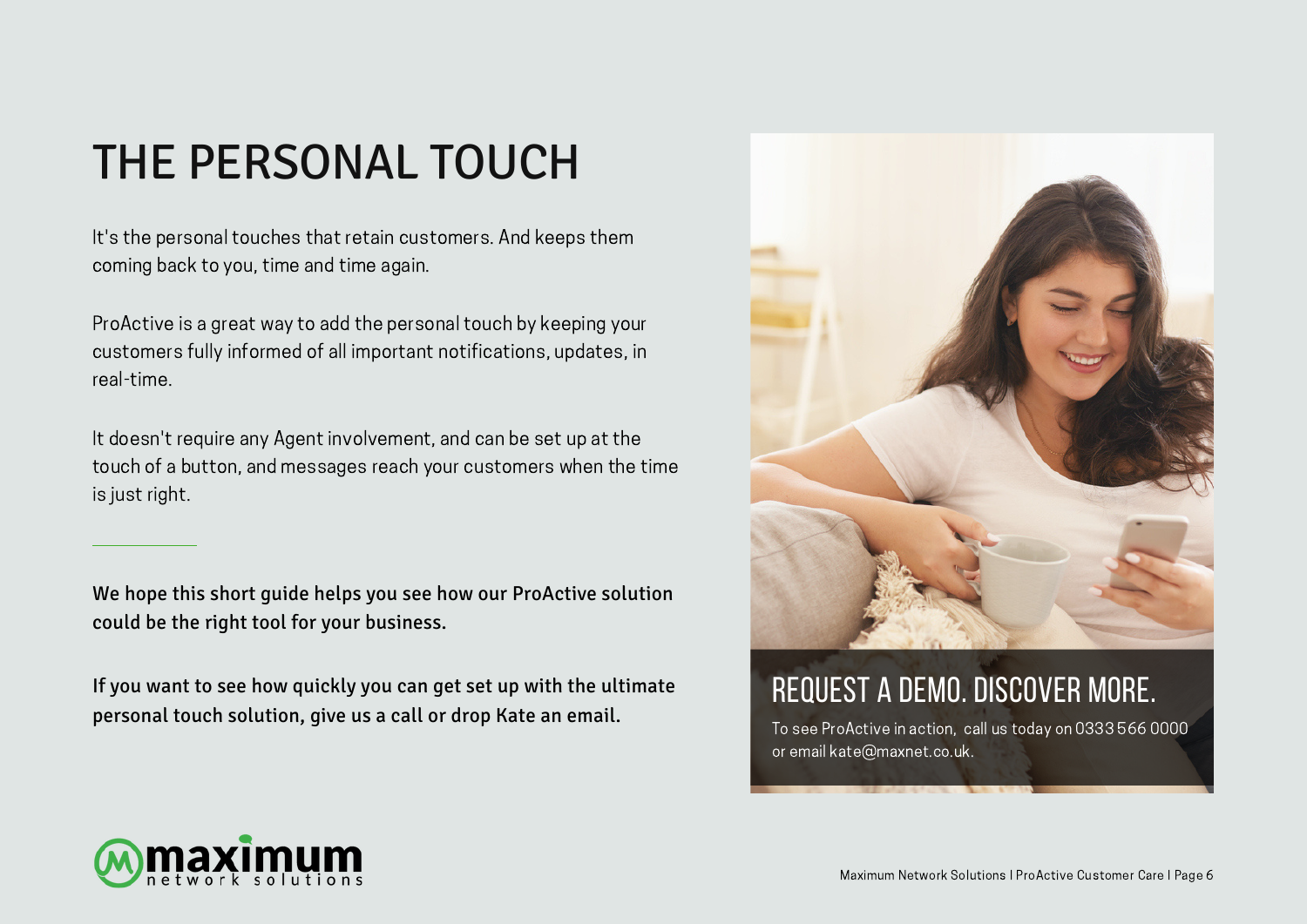# THE PERSONAL TOUCH

It's the personal touches that retain customers. And keeps them coming back to you, time and time again.

ProActive is a great way to add the personal touch by keeping your customers fully informed of all important notifications, updates, in real-time.

It doesn't require any Agent involvement, and can be set up at the touch of a button, and messages reach your customers when the time is just right.

**We hope this short guide helps you see how our ProActive solution could be the right tool for your business.**

**If you want to see how quickly you can get set up with the ultimate personal touch solution, give us a call or drop Kate an email.**

## REQUEST A DEMO. DISCOVER MORE.

To see ProActive in action, call us today on 0333 566 0000 or email kate@maxnet.co.uk.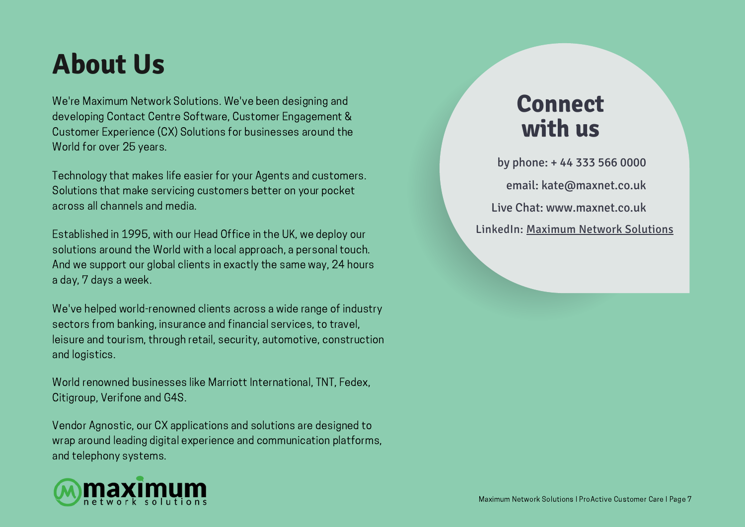# About Us

We're Maximum Network Solutions. We've been designing and developing Contact Centre Software, Customer Engagement & Customer Experience (CX) Solutions for businesses around the World for over 25 years.

Technology that makes life easier for your Agents and customers. Solutions that make servicing customers better on your pocket across all channels and media.

Established in 1995, with our Head Office in the UK, we deploy our solutions around the World with a local approach, a personal touch. And we support our global clients in exactly the same way, 24 hours a day, 7 days a week.

We've helped world-renowned clients across a wide range of industry sectors from banking, insurance and financial services, to travel, leisure and tourism, through retail, security, automotive, construction and logistics.

World renowned businesses like Marriott International, TNT, Fedex, Citigroup, Verifone and G4S.

Vendor Agnostic, our CX applications and solutions are designed to wrap around leading digital experience and communication platforms, and telephony systems.

maximum network solutions

## Connect with us

by phone: + 44 333 566 0000

email: kate@maxnet.co.uk

Live Chat: www.maxnet.co.uk

LinkedIn: Maximum Network Solutions